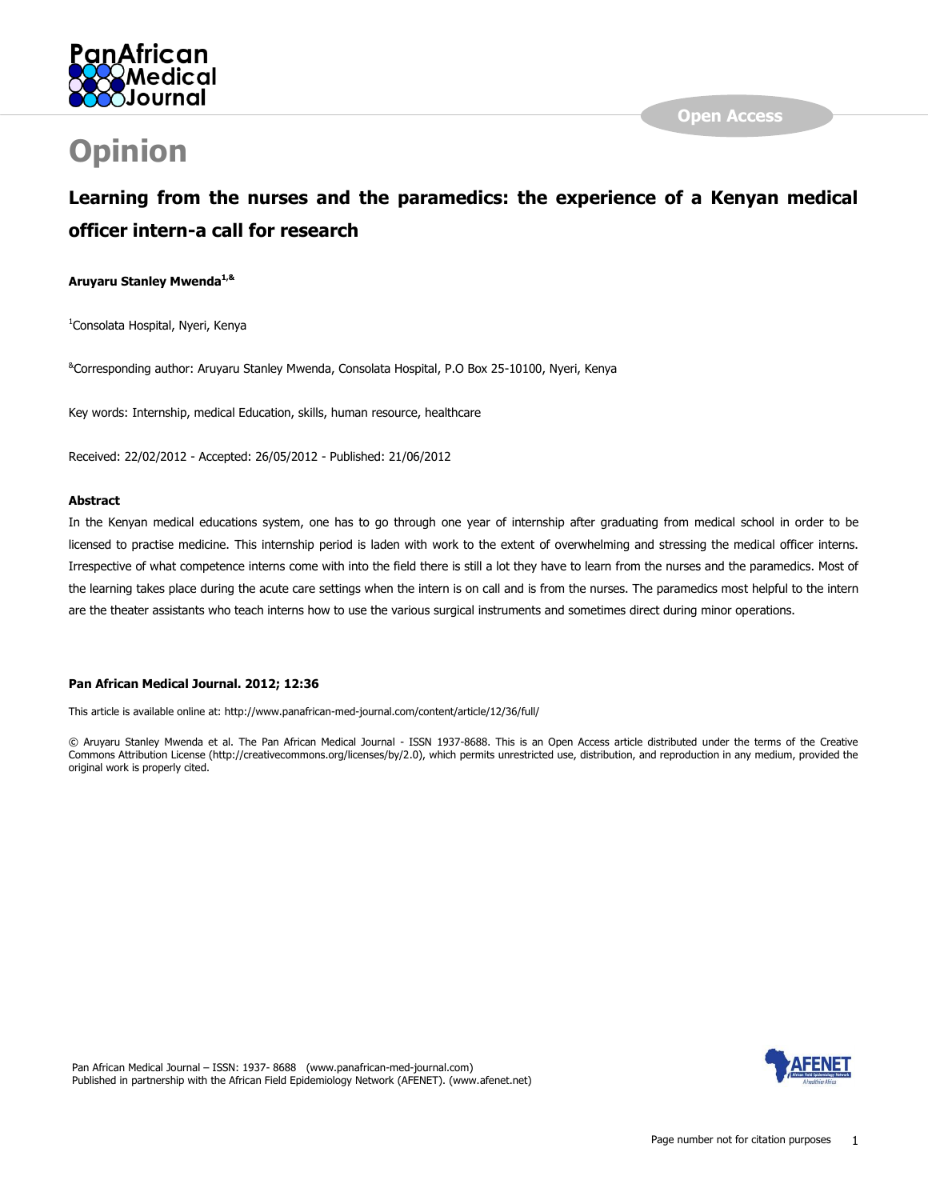# Opinion

## Learning from the nurses and the paramedics: the experience of a Kenyan medical officer intern-a call for research

**Aruyaru Stanley Mwenda**[1,&]

[1]Consolata Hospital, Nyeri, Kenya

[&]Corresponding author: Aruyaru Stanley Mwenda, Consolata Hospital, P.O Box 25-10100, Nyeri, Kenya

Key words: Internship, medical Education, skills, human resource, healthcare

Received: 22/02/2012 - Accepted: 26/05/2012 - Published: 21/06/2012

### Abstract

In the Kenyan medical educations system, one has to go through one year of internship after graduating from medical school in order to be licensed to practise medicine. This internship period is laden with work to the extent of overwhelming and stressing the medical officer interns. Irrespective of what competence interns come with into the field there is still a lot they have to learn from the nurses and the paramedics. Most of the learning takes place during the acute care settings when the intern is on call and is from the nurses. The paramedics most helpful to the intern are the theater assistants who teach interns how to use the various surgical instruments and sometimes direct during minor operations.

**Pan African Medical Journal. 2012; 12:36**

This article is available online at: http://www.panafrican-med-journal.com/content/article/12/36/full/

© Aruyaru Stanley Mwenda et al. The Pan African Medical Journal - ISSN 1937-8688. This is an Open Access article distributed under the terms of the Creative Commons Attribution License (http://creativecommons.org/licenses/by/2.0), which permits unrestricted use, distribution, and reproduction in any medium, provided the original work is properly cited.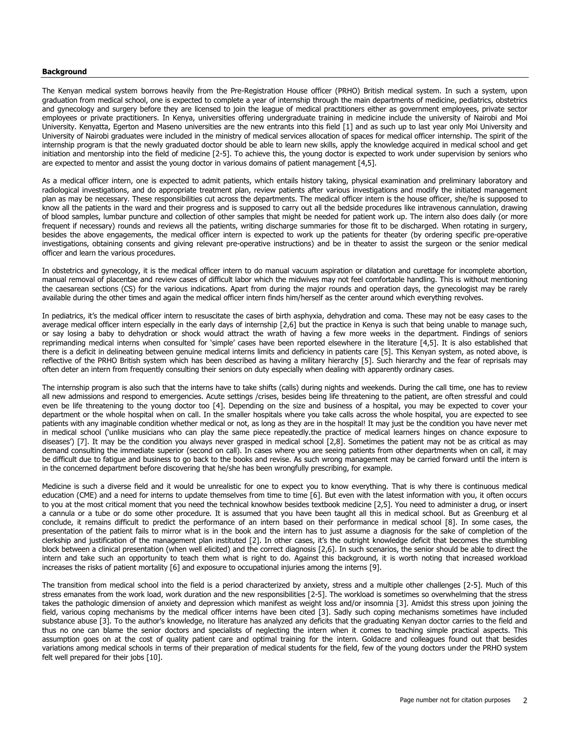**Background**

The Kenyan medical system borrows heavily from the Pre-Registration House officer (PRHO) British medical system. In such a system, upon graduation from medical school, one is expected to complete a year of internship through the main departments of medicine, pediatrics, obstetrics and gynecology and surgery before they are licensed to join the league of medical practitioners either as government employees, private sector employees or private practitioners. In Kenya, universities offering undergraduate training in medicine include the university of Nairobi and Moi University. Kenyatta, Egerton and Maseno universities are the new entrants into this field [1] and as such up to last year only Moi University and University of Nairobi graduates were included in the ministry of medical services allocation of spaces for medical officer internship. The spirit of the internship program is that the newly graduated doctor should be able to learn new skills, apply the knowledge acquired in medical school and get initiation and mentorship into the field of medicine [2-5]. To achieve this, the young doctor is expected to work under supervision by seniors who are expected to mentor and assist the young doctor in various domains of patient management [4,5].

As a medical officer intern, one is expected to admit patients, which entails history taking, physical examination and preliminary laboratory and radiological investigations, and do appropriate treatment plan, review patients after various investigations and modify the initiated management plan as may be necessary. These responsibilities cut across the departments. The medical officer intern is the house officer, she/he is supposed to know all the patients in the ward and their progress and is supposed to carry out all the bedside procedures like intravenous cannulation, drawing of blood samples, lumbar puncture and collection of other samples that might be needed for patient work up. The intern also does daily (or more frequent if necessary) rounds and reviews all the patients, writing discharge summaries for those fit to be discharged. When rotating in surgery, besides the above engagements, the medical officer intern is expected to work up the patients for theater (by ordering specific pre-operative investigations, obtaining consents and giving relevant pre-operative instructions) and be in theater to assist the surgeon or the senior medical officer and learn the various procedures.

In obstetrics and gynecology, it is the medical officer intern to do manual vacuum aspiration or dilatation and curettage for incomplete abortion, manual removal of placentae and review cases of difficult labor which the midwives may not feel comfortable handling. This is without mentioning the caesarean sections (CS) for the various indications. Apart from during the major rounds and operation days, the gynecologist may be rarely available during the other times and again the medical officer intern finds him/herself as the center around which everything revolves.

In pediatrics, it's the medical officer intern to resuscitate the cases of birth asphyxia, dehydration and coma. These may not be easy cases to the average medical officer intern especially in the early days of internship [2,6] but the practice in Kenya is such that being unable to manage such, or say losing a baby to dehydration or shock would attract the wrath of having a few more weeks in the department. Findings of seniors reprimanding medical interns when consulted for 'simple' cases have been reported elsewhere in the literature [4,5]. It is also established that there is a deficit in delineating between genuine medical interns limits and deficiency in patients care [5]. This Kenyan system, as noted above, is reflective of the PRHO British system which has been described as having a military hierarchy [5]. Such hierarchy and the fear of reprisals may often deter an intern from frequently consulting their seniors on duty especially when dealing with apparently ordinary cases.

The internship program is also such that the interns have to take shifts (calls) during nights and weekends. During the call time, one has to review all new admissions and respond to emergencies. Acute settings /crises, besides being life threatening to the patient, are often stressful and could even be life threatening to the young doctor too [4]. Depending on the size and business of a hospital, you may be expected to cover your department or the whole hospital when on call. In the smaller hospitals where you take calls across the whole hospital, you are expected to see patients with any imaginable condition whether medical or not, as long as they are in the hospital! It may just be the condition you have never met in medical school ('unlike musicians who can play the same piece repeatedly.the practice of medical learners hinges on chance exposure to diseases') [7]. It may be the condition you always never grasped in medical school [2,8]. Sometimes the patient may not be as critical as may demand consulting the immediate superior (second on call). In cases where you are seeing patients from other departments when on call, it may be difficult due to fatigue and business to go back to the books and revise. As such wrong management may be carried forward until the intern is in the concerned department before discovering that he/she has been wrongfully prescribing, for example.

Medicine is such a diverse field and it would be unrealistic for one to expect you to know everything. That is why there is continuous medical education (CME) and a need for interns to update themselves from time to time [6]. But even with the latest information with you, it often occurs to you at the most critical moment that you need the technical knowhow besides textbook medicine [2,5]. You need to administer a drug, or insert a cannula or a tube or do some other procedure. It is assumed that you have been taught all this in medical school. But as Greenburg et al conclude, it remains difficult to predict the performance of an intern based on their performance in medical school [8]. In some cases, the presentation of the patient fails to mirror what is in the book and the intern has to just assume a diagnosis for the sake of completion of the clerkship and justification of the management plan instituted [2]. In other cases, it's the outright knowledge deficit that becomes the stumbling block between a clinical presentation (when well elicited) and the correct diagnosis [2,6]. In such scenarios, the senior should be able to direct the intern and take such an opportunity to teach them what is right to do. Against this background, it is worth noting that increased workload increases the risks of patient mortality [6] and exposure to occupational injuries among the interns [9].

The transition from medical school into the field is a period characterized by anxiety, stress and a multiple other challenges [2-5]. Much of this stress emanates from the work load, work duration and the new responsibilities [2-5]. The workload is sometimes so overwhelming that the stress takes the pathologic dimension of anxiety and depression which manifest as weight loss and/or insomnia [3]. Amidst this stress upon joining the field, various coping mechanisms by the medical officer interns have been cited [3]. Sadly such coping mechanisms sometimes have included substance abuse [3]. To the author's knowledge, no literature has analyzed any deficits that the graduating Kenyan doctor carries to the field and thus no one can blame the senior doctors and specialists of neglecting the intern when it comes to teaching simple practical aspects. This assumption goes on at the cost of quality patient care and optimal training for the intern. Goldacre and colleagues found out that besides variations among medical schools in terms of their preparation of medical students for the field, few of the young doctors under the PRHO system felt well prepared for their jobs [10].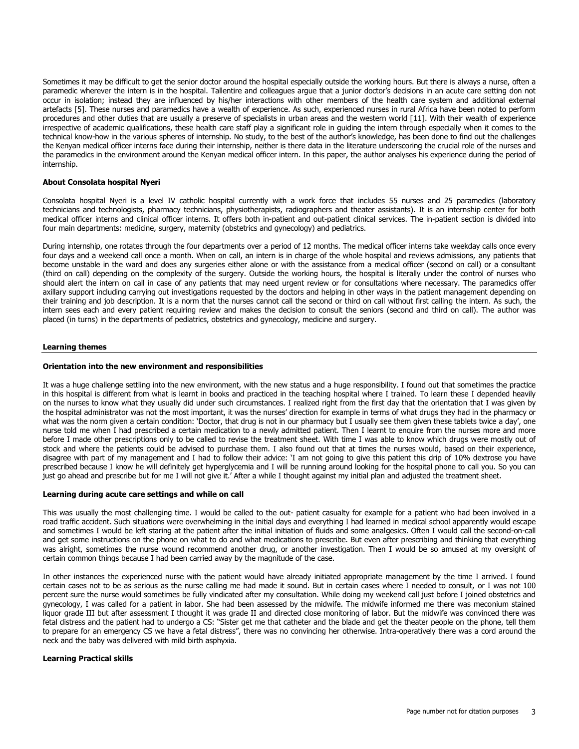Sometimes it may be difficult to get the senior doctor around the hospital especially outside the working hours. But there is always a nurse, often a paramedic wherever the intern is in the hospital. Tallentire and colleagues argue that a junior doctor's decisions in an acute care setting don not occur in isolation; instead they are influenced by his/her interactions with other members of the health care system and additional external artefacts [5]. These nurses and paramedics have a wealth of experience. As such, experienced nurses in rural Africa have been noted to perform procedures and other duties that are usually a preserve of specialists in urban areas and the western world [11]. With their wealth of experience irrespective of academic qualifications, these health care staff play a significant role in guiding the intern through especially when it comes to the technical know-how in the various spheres of internship. No study, to the best of the author's knowledge, has been done to find out the challenges the Kenyan medical officer interns face during their internship, neither is there data in the literature underscoring the crucial role of the nurses and the paramedics in the environment around the Kenyan medical officer intern. In this paper, the author analyses his experience during the period of internship.

### About Consolata hospital Nyeri

Consolata hospital Nyeri is a level IV catholic hospital currently with a work force that includes 55 nurses and 25 paramedics (laboratory technicians and technologists, pharmacy technicians, physiotherapists, radiographers and theater assistants). It is an internship center for both medical officer interns and clinical officer interns. It offers both in-patient and out-patient clinical services. The in-patient section is divided into four main departments: medicine, surgery, maternity (obstetrics and gynecology) and pediatrics.

During internship, one rotates through the four departments over a period of 12 months. The medical officer interns take weekday calls once every four days and a weekend call once a month. When on call, an intern is in charge of the whole hospital and reviews admissions, any patients that become unstable in the ward and does any surgeries either alone or with the assistance from a medical officer (second on call) or a consultant (third on call) depending on the complexity of the surgery. Outside the working hours, the hospital is literally under the control of nurses who should alert the intern on call in case of any patients that may need urgent review or for consultations where necessary. The paramedics offer axillary support including carrying out investigations requested by the doctors and helping in other ways in the patient management depending on their training and job description. It is a norm that the nurses cannot call the second or third on call without first calling the intern. As such, the intern sees each and every patient requiring review and makes the decision to consult the seniors (second and third on call). The author was placed (in turns) in the departments of pediatrics, obstetrics and gynecology, medicine and surgery.

## Learning themes

### Orientation into the new environment and responsibilities

It was a huge challenge settling into the new environment, with the new status and a huge responsibility. I found out that sometimes the practice in this hospital is different from what is learnt in books and practiced in the teaching hospital where I trained. To learn these I depended heavily on the nurses to know what they usually did under such circumstances. I realized right from the first day that the orientation that I was given by the hospital administrator was not the most important, it was the nurses' direction for example in terms of what drugs they had in the pharmacy or what was the norm given a certain condition: 'Doctor, that drug is not in our pharmacy but I usually see them given these tablets twice a day', one nurse told me when I had prescribed a certain medication to a newly admitted patient. Then I learnt to enquire from the nurses more and more before I made other prescriptions only to be called to revise the treatment sheet. With time I was able to know which drugs were mostly out of stock and where the patients could be advised to purchase them. I also found out that at times the nurses would, based on their experience, disagree with part of my management and I had to follow their advice: 'I am not going to give this patient this drip of 10% dextrose you have prescribed because I know he will definitely get hyperglycemia and I will be running around looking for the hospital phone to call you. So you can just go ahead and prescribe but for me I will not give it.' After a while I thought against my initial plan and adjusted the treatment sheet.

### Learning during acute care settings and while on call

This was usually the most challenging time. I would be called to the out- patient casualty for example for a patient who had been involved in a road traffic accident. Such situations were overwhelming in the initial days and everything I had learned in medical school apparently would escape and sometimes I would be left staring at the patient after the initial initiation of fluids and some analgesics. Often I would call the second-on-call and get some instructions on the phone on what to do and what medications to prescribe. But even after prescribing and thinking that everything was alright, sometimes the nurse wound recommend another drug, or another investigation. Then I would be so amused at my oversight of certain common things because I had been carried away by the magnitude of the case.

In other instances the experienced nurse with the patient would have already initiated appropriate management by the time I arrived. I found certain cases not to be as serious as the nurse calling me had made it sound. But in certain cases where I needed to consult, or I was not 100 percent sure the nurse would sometimes be fully vindicated after my consultation. While doing my weekend call just before I joined obstetrics and gynecology, I was called for a patient in labor. She had been assessed by the midwife. The midwife informed me there was meconium stained liquor grade III but after assessment I thought it was grade II and directed close monitoring of labor. But the midwife was convinced there was fetal distress and the patient had to undergo a CS: "Sister get me that catheter and the blade and get the theater people on the phone, tell them to prepare for an emergency CS we have a fetal distress", there was no convincing her otherwise. Intra-operatively there was a cord around the neck and the baby was delivered with mild birth asphyxia.

### Learning Practical skills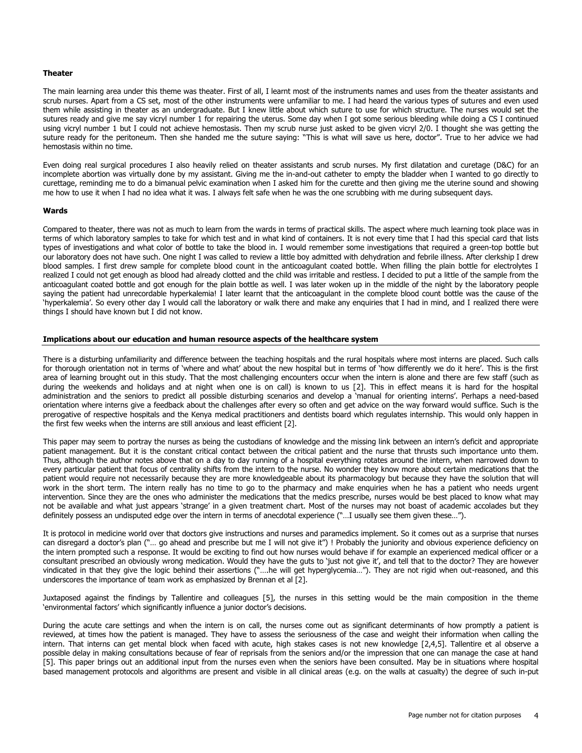**Theater**

The main learning area under this theme was theater. First of all, I learnt most of the instruments names and uses from the theater assistants and scrub nurses. Apart from a CS set, most of the other instruments were unfamiliar to me. I had heard the various types of sutures and even used them while assisting in theater as an undergraduate. But I knew little about which suture to use for which structure. The nurses would set the sutures ready and give me say vicryl number 1 for repairing the uterus. Some day when I got some serious bleeding while doing a CS I continued using vicryl number 1 but I could not achieve hemostasis. Then my scrub nurse just asked to be given vicryl 2/0. I thought she was getting the suture ready for the peritoneum. Then she handed me the suture saying: "This is what will save us here, doctor". True to her advice we had hemostasis within no time.

Even doing real surgical procedures I also heavily relied on theater assistants and scrub nurses. My first dilatation and curetage (D&C) for an incomplete abortion was virtually done by my assistant. Giving me the in-and-out catheter to empty the bladder when I wanted to go directly to curettage, reminding me to do a bimanual pelvic examination when I asked him for the curette and then giving me the uterine sound and showing me how to use it when I had no idea what it was. I always felt safe when he was the one scrubbing with me during subsequent days.

**Wards**

Compared to theater, there was not as much to learn from the wards in terms of practical skills. The aspect where much learning took place was in terms of which laboratory samples to take for which test and in what kind of containers. It is not every time that I had this special card that lists types of investigations and what color of bottle to take the blood in. I would remember some investigations that required a green-top bottle but our laboratory does not have such. One night I was called to review a little boy admitted with dehydration and febrile illness. After clerkship I drew blood samples. I first drew sample for complete blood count in the anticoagulant coated bottle. When filling the plain bottle for electrolytes I realized I could not get enough as blood had already clotted and the child was irritable and restless. I decided to put a little of the sample from the anticoagulant coated bottle and got enough for the plain bottle as well. I was later woken up in the middle of the night by the laboratory people saying the patient had unrecordable hyperkalemia! I later learnt that the anticoagulant in the complete blood count bottle was the cause of the 'hyperkalemia'. So every other day I would call the laboratory or walk there and make any enquiries that I had in mind, and I realized there were things I should have known but I did not know.

**Implications about our education and human resource aspects of the healthcare system**

There is a disturbing unfamiliarity and difference between the teaching hospitals and the rural hospitals where most interns are placed. Such calls for thorough orientation not in terms of 'where and what' about the new hospital but in terms of 'how differently we do it here'. This is the first area of learning brought out in this study. That the most challenging encounters occur when the intern is alone and there are few staff (such as during the weekends and holidays and at night when one is on call) is known to us [2]. This in effect means it is hard for the hospital administration and the seniors to predict all possible disturbing scenarios and develop a 'manual for orienting interns'. Perhaps a need-based orientation where interns give a feedback about the challenges after every so often and get advice on the way forward would suffice. Such is the prerogative of respective hospitals and the Kenya medical practitioners and dentists board which regulates internship. This would only happen in the first few weeks when the interns are still anxious and least efficient [2].

This paper may seem to portray the nurses as being the custodians of knowledge and the missing link between an intern's deficit and appropriate patient management. But it is the constant critical contact between the critical patient and the nurse that thrusts such importance unto them. Thus, although the author notes above that on a day to day running of a hospital everything rotates around the intern, when narrowed down to every particular patient that focus of centrality shifts from the intern to the nurse. No wonder they know more about certain medications that the patient would require not necessarily because they are more knowledgeable about its pharmacology but because they have the solution that will work in the short term. The intern really has no time to go to the pharmacy and make enquiries when he has a patient who needs urgent intervention. Since they are the ones who administer the medications that the medics prescribe, nurses would be best placed to know what may not be available and what just appears 'strange' in a given treatment chart. Most of the nurses may not boast of academic accolades but they definitely possess an undisputed edge over the intern in terms of anecdotal experience ("…I usually see them given these…").

It is protocol in medicine world over that doctors give instructions and nurses and paramedics implement. So it comes out as a surprise that nurses can disregard a doctor's plan ("… go ahead and prescribe but me I will not give it") ! Probably the juniority and obvious experience deficiency on the intern prompted such a response. It would be exciting to find out how nurses would behave if for example an experienced medical officer or a consultant prescribed an obviously wrong medication. Would they have the guts to 'just not give it', and tell that to the doctor? They are however vindicated in that they give the logic behind their assertions ("….he will get hyperglycemia…"). They are not rigid when out-reasoned, and this underscores the importance of team work as emphasized by Brennan et al [2].

Juxtaposed against the findings by Tallentire and colleagues [5], the nurses in this setting would be the main composition in the theme 'environmental factors' which significantly influence a junior doctor's decisions.

During the acute care settings and when the intern is on call, the nurses come out as significant determinants of how promptly a patient is reviewed, at times how the patient is managed. They have to assess the seriousness of the case and weight their information when calling the intern. That interns can get mental block when faced with acute, high stakes cases is not new knowledge [2,4,5]. Tallentire et al observe a possible delay in making consultations because of fear of reprisals from the seniors and/or the impression that one can manage the case at hand [5]. This paper brings out an additional input from the nurses even when the seniors have been consulted. May be in situations where hospital based management protocols and algorithms are present and visible in all clinical areas (e.g. on the walls at casualty) the degree of such in-put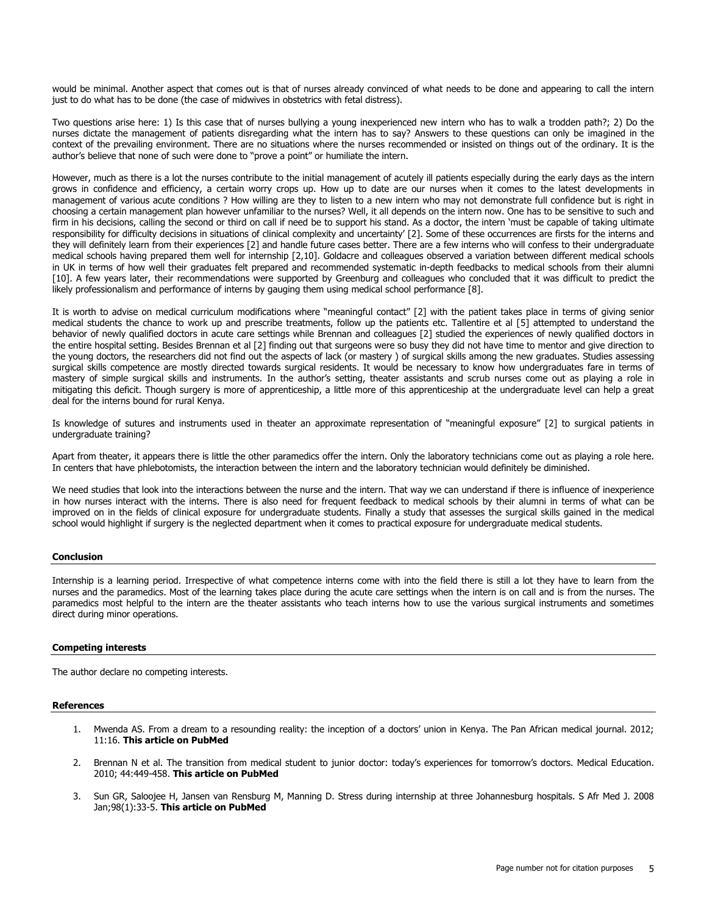would be minimal. Another aspect that comes out is that of nurses already convinced of what needs to be done and appearing to call the intern just to do what has to be done (the case of midwives in obstetrics with fetal distress).

Two questions arise here: 1) Is this case that of nurses bullying a young inexperienced new intern who has to walk a trodden path?; 2) Do the nurses dictate the management of patients disregarding what the intern has to say? Answers to these questions can only be imagined in the context of the prevailing environment. There are no situations where the nurses recommended or insisted on things out of the ordinary. It is the author's believe that none of such were done to "prove a point" or humiliate the intern.

However, much as there is a lot the nurses contribute to the initial management of acutely ill patients especially during the early days as the intern grows in confidence and efficiency, a certain worry crops up. How up to date are our nurses when it comes to the latest developments in management of various acute conditions ? How willing are they to listen to a new intern who may not demonstrate full confidence but is right in choosing a certain management plan however unfamiliar to the nurses? Well, it all depends on the intern now. One has to be sensitive to such and firm in his decisions, calling the second or third on call if need be to support his stand. As a doctor, the intern 'must be capable of taking ultimate responsibility for difficulty decisions in situations of clinical complexity and uncertainty' [2]. Some of these occurrences are firsts for the interns and they will definitely learn from their experiences [2] and handle future cases better. There are a few interns who will confess to their undergraduate medical schools having prepared them well for internship [2,10]. Goldacre and colleagues observed a variation between different medical schools in UK in terms of how well their graduates felt prepared and recommended systematic in-depth feedbacks to medical schools from their alumni [10]. A few years later, their recommendations were supported by Greenburg and colleagues who concluded that it was difficult to predict the likely professionalism and performance of interns by gauging them using medical school performance [8].

It is worth to advise on medical curriculum modifications where "meaningful contact" [2] with the patient takes place in terms of giving senior medical students the chance to work up and prescribe treatments, follow up the patients etc. Tallentire et al [5] attempted to understand the behavior of newly qualified doctors in acute care settings while Brennan and colleagues [2] studied the experiences of newly qualified doctors in the entire hospital setting. Besides Brennan et al [2] finding out that surgeons were so busy they did not have time to mentor and give direction to the young doctors, the researchers did not find out the aspects of lack (or mastery ) of surgical skills among the new graduates. Studies assessing surgical skills competence are mostly directed towards surgical residents. It would be necessary to know how undergraduates fare in terms of mastery of simple surgical skills and instruments. In the author's setting, theater assistants and scrub nurses come out as playing a role in mitigating this deficit. Though surgery is more of apprenticeship, a little more of this apprenticeship at the undergraduate level can help a great deal for the interns bound for rural Kenya.

Is knowledge of sutures and instruments used in theater an approximate representation of "meaningful exposure" [2] to surgical patients in undergraduate training?

Apart from theater, it appears there is little the other paramedics offer the intern. Only the laboratory technicians come out as playing a role here. In centers that have phlebotomists, the interaction between the intern and the laboratory technician would definitely be diminished.

We need studies that look into the interactions between the nurse and the intern. That way we can understand if there is influence of inexperience in how nurses interact with the interns. There is also need for frequent feedback to medical schools by their alumni in terms of what can be improved on in the fields of clinical exposure for undergraduate students. Finally a study that assesses the surgical skills gained in the medical school would highlight if surgery is the neglected department when it comes to practical exposure for undergraduate medical students.

## Conclusion

Internship is a learning period. Irrespective of what competence interns come with into the field there is still a lot they have to learn from the nurses and the paramedics. Most of the learning takes place during the acute care settings when the intern is on call and is from the nurses. The paramedics most helpful to the intern are the theater assistants who teach interns how to use the various surgical instruments and sometimes direct during minor operations.

## Competing interests

The author declare no competing interests.

## References

1. Mwenda AS. From a dream to a resounding reality: the inception of a doctors' union in Kenya. The Pan African medical journal. 2012; 11:16. **This article on PubMed**
2. Brennan N et al. The transition from medical student to junior doctor: today's experiences for tomorrow's doctors. Medical Education. 2010; 44:449-458. **This article on PubMed**
3. Sun GR, Saloojee H, Jansen van Rensburg M, Manning D. Stress during internship at three Johannesburg hospitals. S Afr Med J. 2008 Jan;98(1):33-5. **This article on PubMed**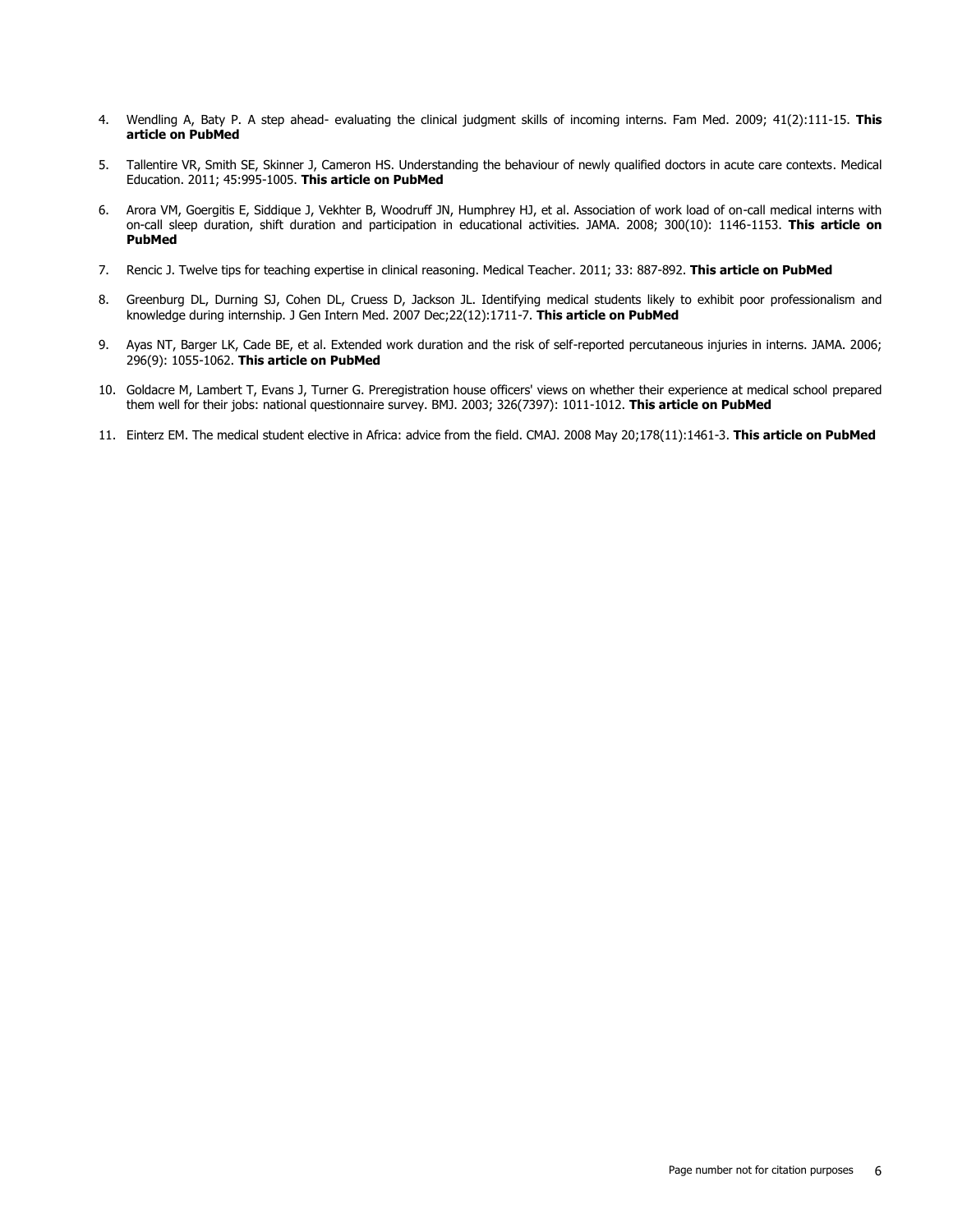4. Wendling A, Baty P. A step ahead- evaluating the clinical judgment skills of incoming interns. Fam Med. 2009; 41(2):111-15. **This article on PubMed**

5. Tallentire VR, Smith SE, Skinner J, Cameron HS. Understanding the behaviour of newly qualified doctors in acute care contexts. Medical Education. 2011; 45:995-1005. **This article on PubMed**

6. Arora VM, Goergitis E, Siddique J, Vekhter B, Woodruff JN, Humphrey HJ, et al. Association of work load of on-call medical interns with on-call sleep duration, shift duration and participation in educational activities. JAMA. 2008; 300(10): 1146-1153. **This article on PubMed**

7. Rencic J. Twelve tips for teaching expertise in clinical reasoning. Medical Teacher. 2011; 33: 887-892. **This article on PubMed**

8. Greenburg DL, Durning SJ, Cohen DL, Cruess D, Jackson JL. Identifying medical students likely to exhibit poor professionalism and knowledge during internship. J Gen Intern Med. 2007 Dec;22(12):1711-7. **This article on PubMed**

9. Ayas NT, Barger LK, Cade BE, et al. Extended work duration and the risk of self-reported percutaneous injuries in interns. JAMA. 2006; 296(9): 1055-1062. **This article on PubMed**

10. Goldacre M, Lambert T, Evans J, Turner G. Preregistration house officers' views on whether their experience at medical school prepared them well for their jobs: national questionnaire survey. BMJ. 2003; 326(7397): 1011-1012. **This article on PubMed**

11. Einterz EM. The medical student elective in Africa: advice from the field. CMAJ. 2008 May 20;178(11):1461-3. **This article on PubMed**